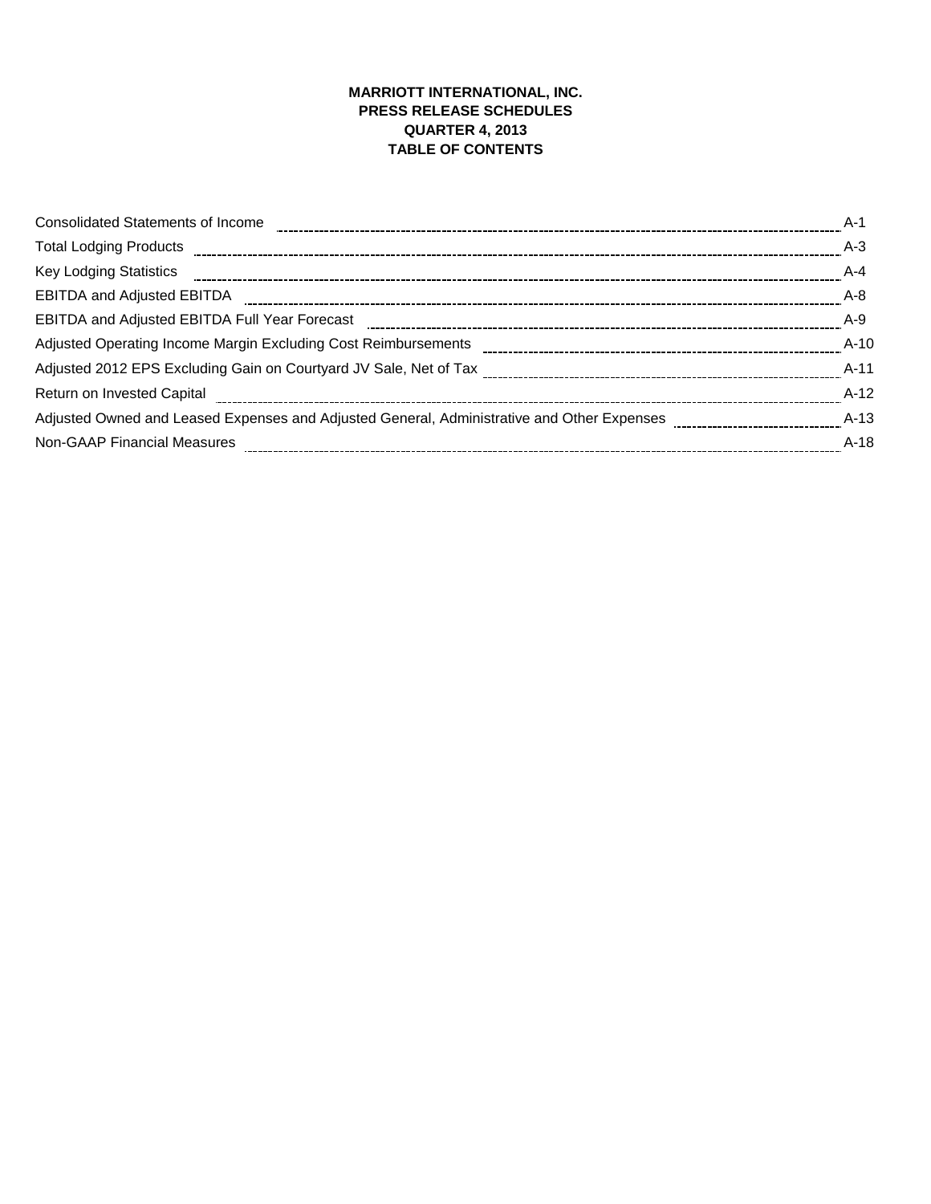**MARRIOTT INTERNATIONAL, INC.**
**PRESS RELEASE SCHEDULES**
**QUARTER 4, 2013**
**TABLE OF CONTENTS**

| | |
|---|---|
| Consolidated Statements of Income | A-1 |
| Total Lodging Products | A-3 |
| Key Lodging Statistics | A-4 |
| EBITDA and Adjusted EBITDA | A-8 |
| EBITDA and Adjusted EBITDA Full Year Forecast | A-9 |
| Adjusted Operating Income Margin Excluding Cost Reimbursements | A-10 |
| Adjusted 2012 EPS Excluding Gain on Courtyard JV Sale, Net of Tax | A-11 |
| Return on Invested Capital | A-12 |
| Adjusted Owned and Leased Expenses and Adjusted General, Administrative and Other Expenses | A-13 |
| Non-GAAP Financial Measures | A-18 |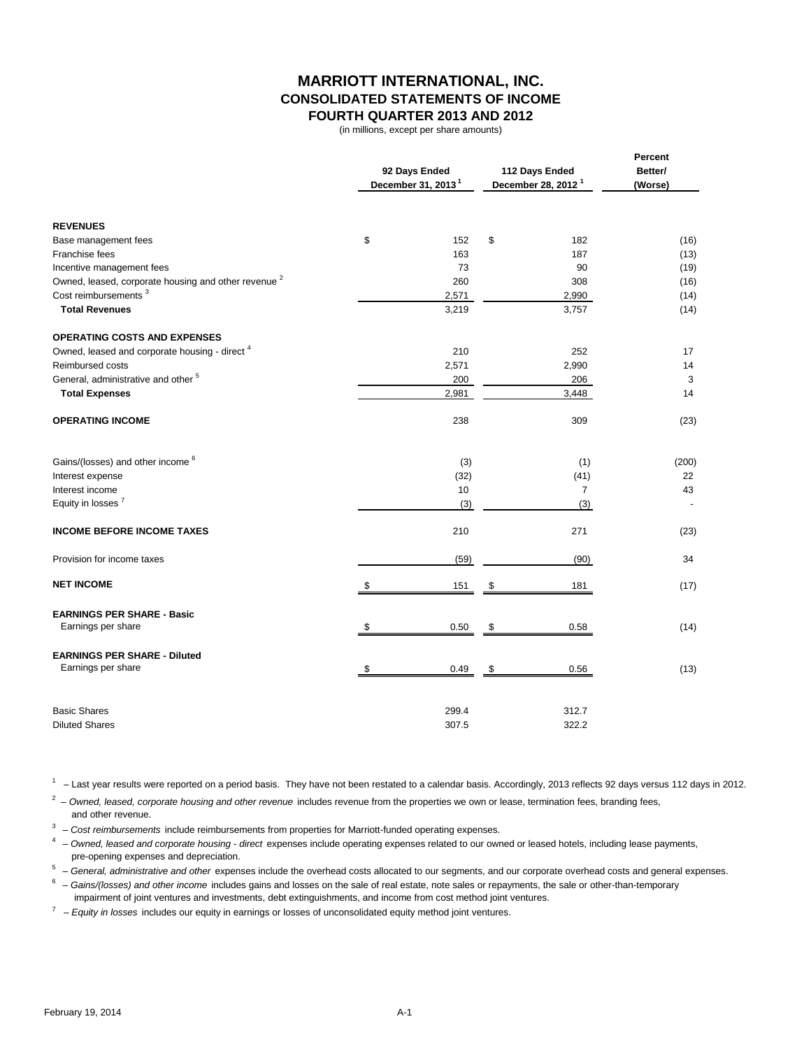# MARRIOTT INTERNATIONAL, INC.
## CONSOLIDATED STATEMENTS OF INCOME
## FOURTH QUARTER 2013 AND 2012

(in millions, except per share amounts)

| | 92 Days Ended December 31, 2013 [1] | 112 Days Ended December 28, 2012 [1] | Percent Better/ (Worse) |
|---|---|---|---|
| **REVENUES** | | | |
| Base management fees | $ 152 | $ 182 | (16) |
| Franchise fees | 163 | 187 | (13) |
| Incentive management fees | 73 | 90 | (19) |
| Owned, leased, corporate housing and other revenue [2] | 260 | 308 | (16) |
| Cost reimbursements [3] | 2,571 | 2,990 | (14) |
| **Total Revenues** | 3,219 | 3,757 | (14) |
| **OPERATING COSTS AND EXPENSES** | | | |
| Owned, leased and corporate housing - direct [4] | 210 | 252 | 17 |
| Reimbursed costs | 2,571 | 2,990 | 14 |
| General, administrative and other [5] | 200 | 206 | 3 |
| **Total Expenses** | 2,981 | 3,448 | 14 |
| **OPERATING INCOME** | 238 | 309 | (23) |
| Gains/(losses) and other income [6] | (3) | (1) | (200) |
| Interest expense | (32) | (41) | 22 |
| Interest income | 10 | 7 | 43 |
| Equity in losses [7] | (3) | (3) | - |
| **INCOME BEFORE INCOME TAXES** | 210 | 271 | (23) |
| Provision for income taxes | (59) | (90) | 34 |
| **NET INCOME** | $ 151 | $ 181 | (17) |
| **EARNINGS PER SHARE - Basic** | | | |
| Earnings per share | $ 0.50 | $ 0.58 | (14) |
| **EARNINGS PER SHARE - Diluted** | | | |
| Earnings per share | $ 0.49 | $ 0.56 | (13) |
| Basic Shares | 299.4 | 312.7 | |
| Diluted Shares | 307.5 | 322.2 | |

[1] – Last year results were reported on a period basis. They have not been restated to a calendar basis. Accordingly, 2013 reflects 92 days versus 112 days in 2012.

[2] – *Owned, leased, corporate housing and other revenue* includes revenue from the properties we own or lease, termination fees, branding fees, and other revenue.

[3] – *Cost reimbursements* include reimbursements from properties for Marriott-funded operating expenses.

[4] – *Owned, leased and corporate housing - direct* expenses include operating expenses related to our owned or leased hotels, including lease payments, pre-opening expenses and depreciation.

[5] – *General, administrative and other* expenses include the overhead costs allocated to our segments, and our corporate overhead costs and general expenses.

[6] – *Gains/(losses) and other income* includes gains and losses on the sale of real estate, note sales or repayments, the sale or other-than-temporary impairment of joint ventures and investments, debt extinguishments, and income from cost method joint ventures.

[7] – *Equity in losses* includes our equity in earnings or losses of unconsolidated equity method joint ventures.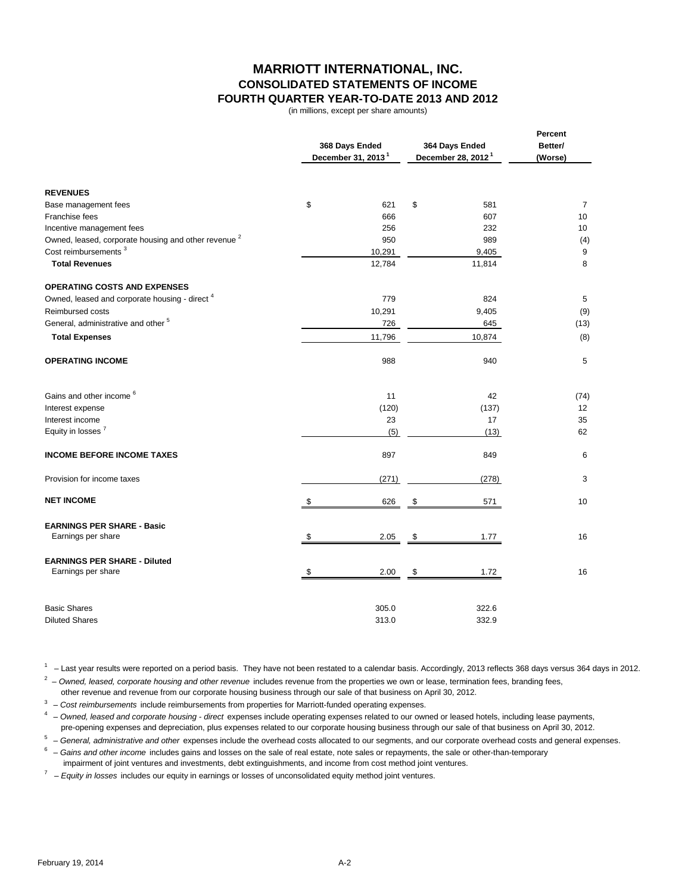# MARRIOTT INTERNATIONAL, INC.
## CONSOLIDATED STATEMENTS OF INCOME
## FOURTH QUARTER YEAR-TO-DATE 2013 AND 2012

(in millions, except per share amounts)

| | 368 Days Ended December 31, 2013 [1] | 364 Days Ended December 28, 2012 [1] | Percent Better/ (Worse) |
|---|---|---|---|
| **REVENUES** | | | |
| Base management fees | $ 621 | $ 581 | 7 |
| Franchise fees | 666 | 607 | 10 |
| Incentive management fees | 256 | 232 | 10 |
| Owned, leased, corporate housing and other revenue [2] | 950 | 989 | (4) |
| Cost reimbursements [3] | 10,291 | 9,405 | 9 |
| **Total Revenues** | 12,784 | 11,814 | 8 |
| **OPERATING COSTS AND EXPENSES** | | | |
| Owned, leased and corporate housing - direct [4] | 779 | 824 | 5 |
| Reimbursed costs | 10,291 | 9,405 | (9) |
| General, administrative and other [5] | 726 | 645 | (13) |
| **Total Expenses** | 11,796 | 10,874 | (8) |
| **OPERATING INCOME** | 988 | 940 | 5 |
| Gains and other income [6] | 11 | 42 | (74) |
| Interest expense | (120) | (137) | 12 |
| Interest income | 23 | 17 | 35 |
| Equity in losses [7] | (5) | (13) | 62 |
| **INCOME BEFORE INCOME TAXES** | 897 | 849 | 6 |
| Provision for income taxes | (271) | (278) | 3 |
| **NET INCOME** | $ 626 | $ 571 | 10 |
| **EARNINGS PER SHARE - Basic** | | | |
| Earnings per share | $ 2.05 | $ 1.77 | 16 |
| **EARNINGS PER SHARE - Diluted** | | | |
| Earnings per share | $ 2.00 | $ 1.72 | 16 |
| Basic Shares | 305.0 | 322.6 | |
| Diluted Shares | 313.0 | 332.9 | |

[1] – Last year results were reported on a period basis. They have not been restated to a calendar basis. Accordingly, 2013 reflects 368 days versus 364 days in 2012.

[2] – *Owned, leased, corporate housing and other revenue* includes revenue from the properties we own or lease, termination fees, branding fees, other revenue and revenue from our corporate housing business through our sale of that business on April 30, 2012.

[3] – *Cost reimbursements* include reimbursements from properties for Marriott-funded operating expenses.

[4] – *Owned, leased and corporate housing - direct* expenses include operating expenses related to our owned or leased hotels, including lease payments, pre-opening expenses and depreciation, plus expenses related to our corporate housing business through our sale of that business on April 30, 2012.

[5] – *General, administrative and other* expenses include the overhead costs allocated to our segments, and our corporate overhead costs and general expenses.

[6] – *Gains and other income* includes gains and losses on the sale of real estate, note sales or repayments, the sale or other-than-temporary impairment of joint ventures and investments, debt extinguishments, and income from cost method joint ventures.

[7] – *Equity in losses* includes our equity in earnings or losses of unconsolidated equity method joint ventures.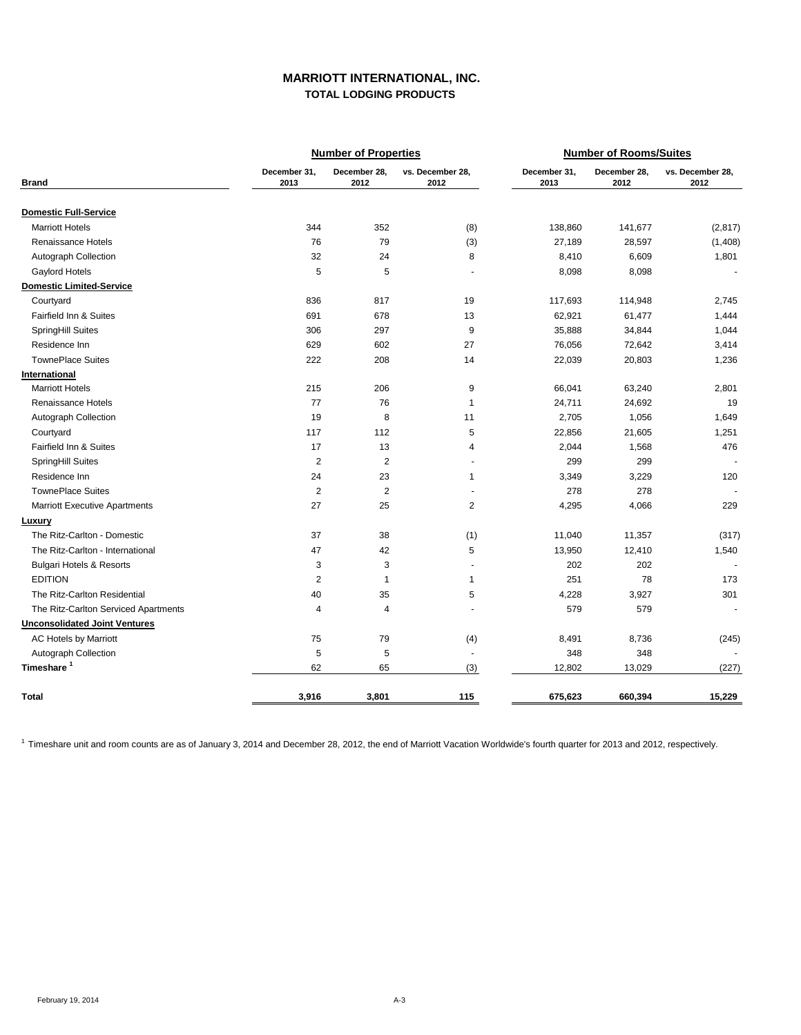# MARRIOTT INTERNATIONAL, INC.
## TOTAL LODGING PRODUCTS

| Brand | Number of Properties | | | Number of Rooms/Suites | | |
|---|---|---|---|---|---|---|
| | December 31, 2013 | December 28, 2012 | vs. December 28, 2012 | December 31, 2013 | December 28, 2012 | vs. December 28, 2012 |
| **Domestic Full-Service** | | | | | | |
| Marriott Hotels | 344 | 352 | (8) | 138,860 | 141,677 | (2,817) |
| Renaissance Hotels | 76 | 79 | (3) | 27,189 | 28,597 | (1,408) |
| Autograph Collection | 32 | 24 | 8 | 8,410 | 6,609 | 1,801 |
| Gaylord Hotels | 5 | 5 | - | 8,098 | 8,098 | - |
| **Domestic Limited-Service** | | | | | | |
| Courtyard | 836 | 817 | 19 | 117,693 | 114,948 | 2,745 |
| Fairfield Inn & Suites | 691 | 678 | 13 | 62,921 | 61,477 | 1,444 |
| SpringHill Suites | 306 | 297 | 9 | 35,888 | 34,844 | 1,044 |
| Residence Inn | 629 | 602 | 27 | 76,056 | 72,642 | 3,414 |
| TownePlace Suites | 222 | 208 | 14 | 22,039 | 20,803 | 1,236 |
| **International** | | | | | | |
| Marriott Hotels | 215 | 206 | 9 | 66,041 | 63,240 | 2,801 |
| Renaissance Hotels | 77 | 76 | 1 | 24,711 | 24,692 | 19 |
| Autograph Collection | 19 | 8 | 11 | 2,705 | 1,056 | 1,649 |
| Courtyard | 117 | 112 | 5 | 22,856 | 21,605 | 1,251 |
| Fairfield Inn & Suites | 17 | 13 | 4 | 2,044 | 1,568 | 476 |
| SpringHill Suites | 2 | 2 | - | 299 | 299 | - |
| Residence Inn | 24 | 23 | 1 | 3,349 | 3,229 | 120 |
| TownePlace Suites | 2 | 2 | - | 278 | 278 | - |
| Marriott Executive Apartments | 27 | 25 | 2 | 4,295 | 4,066 | 229 |
| **Luxury** | | | | | | |
| The Ritz-Carlton - Domestic | 37 | 38 | (1) | 11,040 | 11,357 | (317) |
| The Ritz-Carlton - International | 47 | 42 | 5 | 13,950 | 12,410 | 1,540 |
| Bulgari Hotels & Resorts | 3 | 3 | - | 202 | 202 | - |
| EDITION | 2 | 1 | 1 | 251 | 78 | 173 |
| The Ritz-Carlton Residential | 40 | 35 | 5 | 4,228 | 3,927 | 301 |
| The Ritz-Carlton Serviced Apartments | 4 | 4 | - | 579 | 579 | - |
| **Unconsolidated Joint Ventures** | | | | | | |
| AC Hotels by Marriott | 75 | 79 | (4) | 8,491 | 8,736 | (245) |
| Autograph Collection | 5 | 5 | - | 348 | 348 | - |
| **Timeshare [1]** | 62 | 65 | (3) | 12,802 | 13,029 | (227) |
| **Total** | **3,916** | **3,801** | **115** | **675,623** | **660,394** | **15,229** |

[1] Timeshare unit and room counts are as of January 3, 2014 and December 28, 2012, the end of Marriott Vacation Worldwide's fourth quarter for 2013 and 2012, respectively.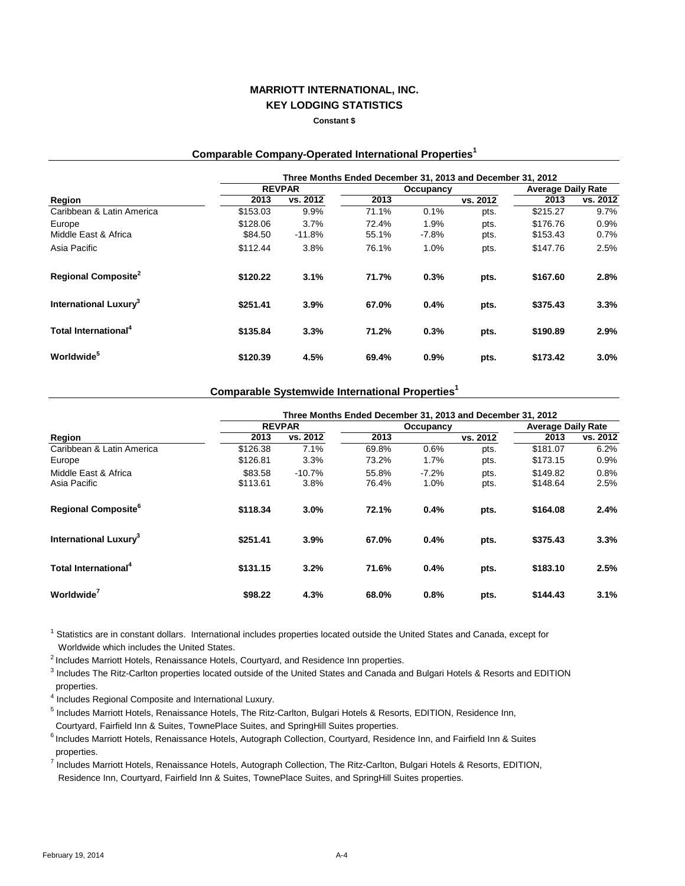# MARRIOTT INTERNATIONAL, INC.

## KEY LODGING STATISTICS

**Constant $**

### Comparable Company-Operated International Properties[1]

| | Three Months Ended December 31, 2013 and December 31, 2012 | | | | | | |
|---|---|---|---|---|---|---|---|
| | REVPAR | | Occupancy | | | Average Daily Rate | |
| **Region** | **2013** | **vs. 2012** | **2013** | | **vs. 2012** | **2013** | **vs. 2012** |
| Caribbean & Latin America | $153.03 | 9.9% | 71.1% | 0.1% | pts. | $215.27 | 9.7% |
| Europe | $128.06 | 3.7% | 72.4% | 1.9% | pts. | $176.76 | 0.9% |
| Middle East & Africa | $84.50 | -11.8% | 55.1% | -7.8% | pts. | $153.43 | 0.7% |
| Asia Pacific | $112.44 | 3.8% | 76.1% | 1.0% | pts. | $147.76 | 2.5% |
| **Regional Composite[2]** | **$120.22** | **3.1%** | **71.7%** | **0.3%** | **pts.** | **$167.60** | **2.8%** |
| **International Luxury[3]** | **$251.41** | **3.9%** | **67.0%** | **0.4%** | **pts.** | **$375.43** | **3.3%** |
| **Total International[4]** | **$135.84** | **3.3%** | **71.2%** | **0.3%** | **pts.** | **$190.89** | **2.9%** |
| **Worldwide[5]** | **$120.39** | **4.5%** | **69.4%** | **0.9%** | **pts.** | **$173.42** | **3.0%** |

### Comparable Systemwide International Properties[1]

| | Three Months Ended December 31, 2013 and December 31, 2012 | | | | | | |
|---|---|---|---|---|---|---|---|
| | REVPAR | | Occupancy | | | Average Daily Rate | |
| **Region** | **2013** | **vs. 2012** | **2013** | | **vs. 2012** | **2013** | **vs. 2012** |
| Caribbean & Latin America | $126.38 | 7.1% | 69.8% | 0.6% | pts. | $181.07 | 6.2% |
| Europe | $126.81 | 3.3% | 73.2% | 1.7% | pts. | $173.15 | 0.9% |
| Middle East & Africa | $83.58 | -10.7% | 55.8% | -7.2% | pts. | $149.82 | 0.8% |
| Asia Pacific | $113.61 | 3.8% | 76.4% | 1.0% | pts. | $148.64 | 2.5% |
| **Regional Composite[6]** | **$118.34** | **3.0%** | **72.1%** | **0.4%** | **pts.** | **$164.08** | **2.4%** |
| **International Luxury[3]** | **$251.41** | **3.9%** | **67.0%** | **0.4%** | **pts.** | **$375.43** | **3.3%** |
| **Total International[4]** | **$131.15** | **3.2%** | **71.6%** | **0.4%** | **pts.** | **$183.10** | **2.5%** |
| **Worldwide[7]** | **$98.22** | **4.3%** | **68.0%** | **0.8%** | **pts.** | **$144.43** | **3.1%** |

[1] Statistics are in constant dollars. International includes properties located outside the United States and Canada, except for Worldwide which includes the United States.

[2] Includes Marriott Hotels, Renaissance Hotels, Courtyard, and Residence Inn properties.

[3] Includes The Ritz-Carlton properties located outside of the United States and Canada and Bulgari Hotels & Resorts and EDITION properties.

[4] Includes Regional Composite and International Luxury.

[5] Includes Marriott Hotels, Renaissance Hotels, The Ritz-Carlton, Bulgari Hotels & Resorts, EDITION, Residence Inn, Courtyard, Fairfield Inn & Suites, TownePlace Suites, and SpringHill Suites properties.

[6] Includes Marriott Hotels, Renaissance Hotels, Autograph Collection, Courtyard, Residence Inn, and Fairfield Inn & Suites properties.

[7] Includes Marriott Hotels, Renaissance Hotels, Autograph Collection, The Ritz-Carlton, Bulgari Hotels & Resorts, EDITION, Residence Inn, Courtyard, Fairfield Inn & Suites, TownePlace Suites, and SpringHill Suites properties.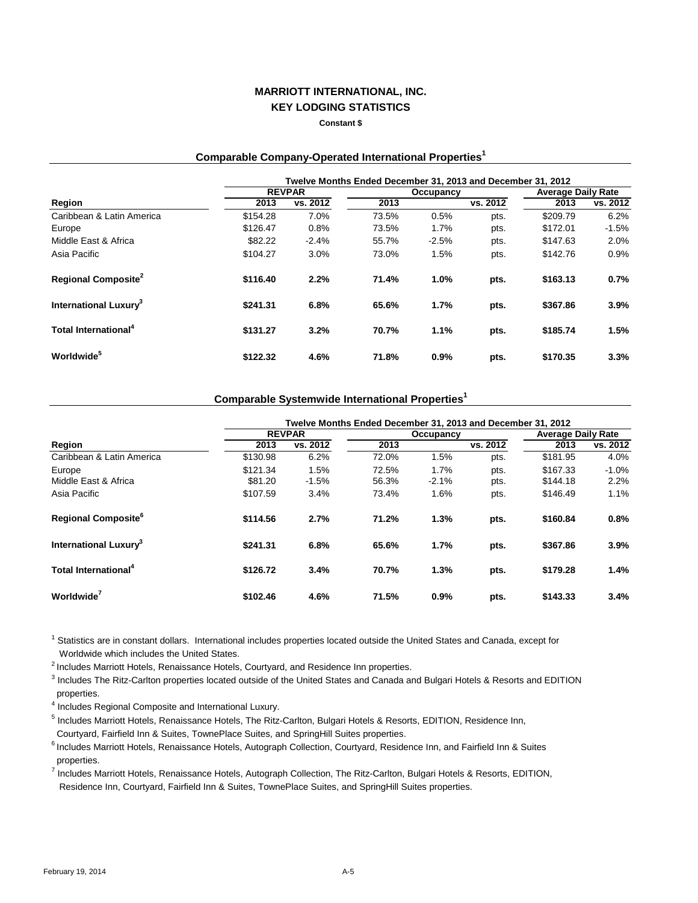**MARRIOTT INTERNATIONAL, INC.**
**KEY LODGING STATISTICS**
**Constant $**

### Comparable Company-Operated International Properties[1]

| | Twelve Months Ended December 31, 2013 and December 31, 2012 | | | | | | |
|---|---|---|---|---|---|---|---|
| | REVPAR | | Occupancy | | | Average Daily Rate | |
| Region | 2013 | vs. 2012 | 2013 | vs. 2012 | | 2013 | vs. 2012 |
| Caribbean & Latin America | $154.28 | 7.0% | 73.5% | 0.5% | pts. | $209.79 | 6.2% |
| Europe | $126.47 | 0.8% | 73.5% | 1.7% | pts. | $172.01 | -1.5% |
| Middle East & Africa | $82.22 | -2.4% | 55.7% | -2.5% | pts. | $147.63 | 2.0% |
| Asia Pacific | $104.27 | 3.0% | 73.0% | 1.5% | pts. | $142.76 | 0.9% |
| **Regional Composite[2]** | **$116.40** | **2.2%** | **71.4%** | **1.0%** | **pts.** | **$163.13** | **0.7%** |
| **International Luxury[3]** | **$241.31** | **6.8%** | **65.6%** | **1.7%** | **pts.** | **$367.86** | **3.9%** |
| **Total International[4]** | **$131.27** | **3.2%** | **70.7%** | **1.1%** | **pts.** | **$185.74** | **1.5%** |
| **Worldwide[5]** | **$122.32** | **4.6%** | **71.8%** | **0.9%** | **pts.** | **$170.35** | **3.3%** |

### Comparable Systemwide International Properties[1]

| | Twelve Months Ended December 31, 2013 and December 31, 2012 | | | | | | |
|---|---|---|---|---|---|---|---|
| | REVPAR | | Occupancy | | | Average Daily Rate | |
| Region | 2013 | vs. 2012 | 2013 | vs. 2012 | | 2013 | vs. 2012 |
| Caribbean & Latin America | $130.98 | 6.2% | 72.0% | 1.5% | pts. | $181.95 | 4.0% |
| Europe | $121.34 | 1.5% | 72.5% | 1.7% | pts. | $167.33 | -1.0% |
| Middle East & Africa | $81.20 | -1.5% | 56.3% | -2.1% | pts. | $144.18 | 2.2% |
| Asia Pacific | $107.59 | 3.4% | 73.4% | 1.6% | pts. | $146.49 | 1.1% |
| **Regional Composite[6]** | **$114.56** | **2.7%** | **71.2%** | **1.3%** | **pts.** | **$160.84** | **0.8%** |
| **International Luxury[3]** | **$241.31** | **6.8%** | **65.6%** | **1.7%** | **pts.** | **$367.86** | **3.9%** |
| **Total International[4]** | **$126.72** | **3.4%** | **70.7%** | **1.3%** | **pts.** | **$179.28** | **1.4%** |
| **Worldwide[7]** | **$102.46** | **4.6%** | **71.5%** | **0.9%** | **pts.** | **$143.33** | **3.4%** |

[1] Statistics are in constant dollars. International includes properties located outside the United States and Canada, except for Worldwide which includes the United States.

[2] Includes Marriott Hotels, Renaissance Hotels, Courtyard, and Residence Inn properties.

[3] Includes The Ritz-Carlton properties located outside of the United States and Canada and Bulgari Hotels & Resorts and EDITION properties.

[4] Includes Regional Composite and International Luxury.

[5] Includes Marriott Hotels, Renaissance Hotels, The Ritz-Carlton, Bulgari Hotels & Resorts, EDITION, Residence Inn, Courtyard, Fairfield Inn & Suites, TownePlace Suites, and SpringHill Suites properties.

[6] Includes Marriott Hotels, Renaissance Hotels, Autograph Collection, Courtyard, Residence Inn, and Fairfield Inn & Suites properties.

[7] Includes Marriott Hotels, Renaissance Hotels, Autograph Collection, The Ritz-Carlton, Bulgari Hotels & Resorts, EDITION, Residence Inn, Courtyard, Fairfield Inn & Suites, TownePlace Suites, and SpringHill Suites properties.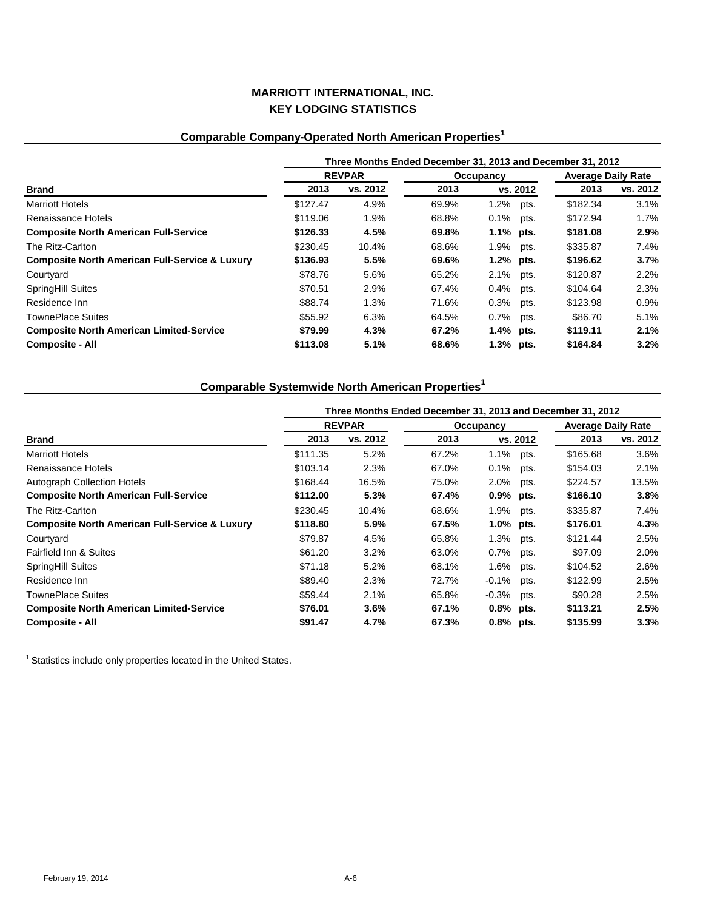# MARRIOTT INTERNATIONAL, INC.
# KEY LODGING STATISTICS

## Comparable Company-Operated North American Properties[1]

| | Three Months Ended December 31, 2013 and December 31, 2012 | | | | | |
|---|---|---|---|---|---|---|
| | REVPAR | | Occupancy | | Average Daily Rate | |
| **Brand** | **2013** | **vs. 2012** | **2013** | **vs. 2012** | **2013** | **vs. 2012** |
| Marriott Hotels | $127.47 | 4.9% | 69.9% | 1.2% pts. | $182.34 | 3.1% |
| Renaissance Hotels | $119.06 | 1.9% | 68.8% | 0.1% pts. | $172.94 | 1.7% |
| **Composite North American Full-Service** | **$126.33** | **4.5%** | **69.8%** | **1.1% pts.** | **$181.08** | **2.9%** |
| The Ritz-Carlton | $230.45 | 10.4% | 68.6% | 1.9% pts. | $335.87 | 7.4% |
| **Composite North American Full-Service & Luxury** | **$136.93** | **5.5%** | **69.6%** | **1.2% pts.** | **$196.62** | **3.7%** |
| Courtyard | $78.76 | 5.6% | 65.2% | 2.1% pts. | $120.87 | 2.2% |
| SpringHill Suites | $70.51 | 2.9% | 67.4% | 0.4% pts. | $104.64 | 2.3% |
| Residence Inn | $88.74 | 1.3% | 71.6% | 0.3% pts. | $123.98 | 0.9% |
| TownePlace Suites | $55.92 | 6.3% | 64.5% | 0.7% pts. | $86.70 | 5.1% |
| **Composite North American Limited-Service** | **$79.99** | **4.3%** | **67.2%** | **1.4% pts.** | **$119.11** | **2.1%** |
| **Composite - All** | **$113.08** | **5.1%** | **68.6%** | **1.3% pts.** | **$164.84** | **3.2%** |

## Comparable Systemwide North American Properties[1]

| | Three Months Ended December 31, 2013 and December 31, 2012 | | | | | |
|---|---|---|---|---|---|---|
| | REVPAR | | Occupancy | | Average Daily Rate | |
| **Brand** | **2013** | **vs. 2012** | **2013** | **vs. 2012** | **2013** | **vs. 2012** |
| Marriott Hotels | $111.35 | 5.2% | 67.2% | 1.1% pts. | $165.68 | 3.6% |
| Renaissance Hotels | $103.14 | 2.3% | 67.0% | 0.1% pts. | $154.03 | 2.1% |
| Autograph Collection Hotels | $168.44 | 16.5% | 75.0% | 2.0% pts. | $224.57 | 13.5% |
| **Composite North American Full-Service** | **$112.00** | **5.3%** | **67.4%** | **0.9% pts.** | **$166.10** | **3.8%** |
| The Ritz-Carlton | $230.45 | 10.4% | 68.6% | 1.9% pts. | $335.87 | 7.4% |
| **Composite North American Full-Service & Luxury** | **$118.80** | **5.9%** | **67.5%** | **1.0% pts.** | **$176.01** | **4.3%** |
| Courtyard | $79.87 | 4.5% | 65.8% | 1.3% pts. | $121.44 | 2.5% |
| Fairfield Inn & Suites | $61.20 | 3.2% | 63.0% | 0.7% pts. | $97.09 | 2.0% |
| SpringHill Suites | $71.18 | 5.2% | 68.1% | 1.6% pts. | $104.52 | 2.6% |
| Residence Inn | $89.40 | 2.3% | 72.7% | -0.1% pts. | $122.99 | 2.5% |
| TownePlace Suites | $59.44 | 2.1% | 65.8% | -0.3% pts. | $90.28 | 2.5% |
| **Composite North American Limited-Service** | **$76.01** | **3.6%** | **67.1%** | **0.8% pts.** | **$113.21** | **2.5%** |
| **Composite - All** | **$91.47** | **4.7%** | **67.3%** | **0.8% pts.** | **$135.99** | **3.3%** |

[1] Statistics include only properties located in the United States.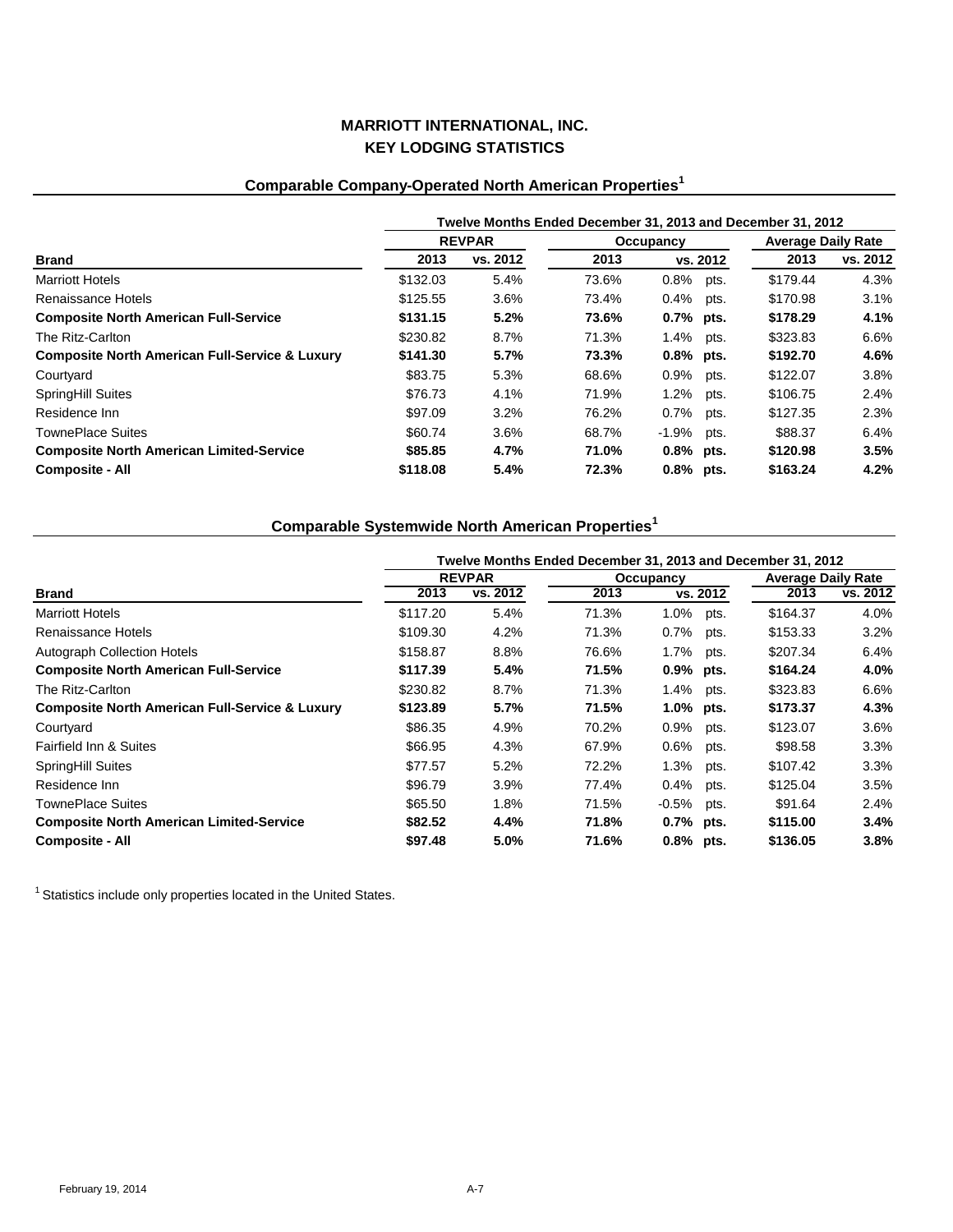# MARRIOTT INTERNATIONAL, INC.
# KEY LODGING STATISTICS

## Comparable Company-Operated North American Properties[1]

| Brand | REVPAR 2013 | REVPAR vs. 2012 | Occupancy 2013 | Occupancy vs. 2012 | Average Daily Rate 2013 | Average Daily Rate vs. 2012 |
|---|---|---|---|---|---|---|
| | Twelve Months Ended December 31, 2013 and December 31, 2012 | | | | | |
| Marriott Hotels | $132.03 | 5.4% | 73.6% | 0.8% pts. | $179.44 | 4.3% |
| Renaissance Hotels | $125.55 | 3.6% | 73.4% | 0.4% pts. | $170.98 | 3.1% |
| **Composite North American Full-Service** | **$131.15** | **5.2%** | **73.6%** | **0.7% pts.** | **$178.29** | **4.1%** |
| The Ritz-Carlton | $230.82 | 8.7% | 71.3% | 1.4% pts. | $323.83 | 6.6% |
| **Composite North American Full-Service & Luxury** | **$141.30** | **5.7%** | **73.3%** | **0.8% pts.** | **$192.70** | **4.6%** |
| Courtyard | $83.75 | 5.3% | 68.6% | 0.9% pts. | $122.07 | 3.8% |
| SpringHill Suites | $76.73 | 4.1% | 71.9% | 1.2% pts. | $106.75 | 2.4% |
| Residence Inn | $97.09 | 3.2% | 76.2% | 0.7% pts. | $127.35 | 2.3% |
| TownePlace Suites | $60.74 | 3.6% | 68.7% | -1.9% pts. | $88.37 | 6.4% |
| **Composite North American Limited-Service** | **$85.85** | **4.7%** | **71.0%** | **0.8% pts.** | **$120.98** | **3.5%** |
| **Composite - All** | **$118.08** | **5.4%** | **72.3%** | **0.8% pts.** | **$163.24** | **4.2%** |

## Comparable Systemwide North American Properties[1]

| Brand | REVPAR 2013 | REVPAR vs. 2012 | Occupancy 2013 | Occupancy vs. 2012 | Average Daily Rate 2013 | Average Daily Rate vs. 2012 |
|---|---|---|---|---|---|---|
| | Twelve Months Ended December 31, 2013 and December 31, 2012 | | | | | |
| Marriott Hotels | $117.20 | 5.4% | 71.3% | 1.0% pts. | $164.37 | 4.0% |
| Renaissance Hotels | $109.30 | 4.2% | 71.3% | 0.7% pts. | $153.33 | 3.2% |
| Autograph Collection Hotels | $158.87 | 8.8% | 76.6% | 1.7% pts. | $207.34 | 6.4% |
| **Composite North American Full-Service** | **$117.39** | **5.4%** | **71.5%** | **0.9% pts.** | **$164.24** | **4.0%** |
| The Ritz-Carlton | $230.82 | 8.7% | 71.3% | 1.4% pts. | $323.83 | 6.6% |
| **Composite North American Full-Service & Luxury** | **$123.89** | **5.7%** | **71.5%** | **1.0% pts.** | **$173.37** | **4.3%** |
| Courtyard | $86.35 | 4.9% | 70.2% | 0.9% pts. | $123.07 | 3.6% |
| Fairfield Inn & Suites | $66.95 | 4.3% | 67.9% | 0.6% pts. | $98.58 | 3.3% |
| SpringHill Suites | $77.57 | 5.2% | 72.2% | 1.3% pts. | $107.42 | 3.3% |
| Residence Inn | $96.79 | 3.9% | 77.4% | 0.4% pts. | $125.04 | 3.5% |
| TownePlace Suites | $65.50 | 1.8% | 71.5% | -0.5% pts. | $91.64 | 2.4% |
| **Composite North American Limited-Service** | **$82.52** | **4.4%** | **71.8%** | **0.7% pts.** | **$115.00** | **3.4%** |
| **Composite - All** | **$97.48** | **5.0%** | **71.6%** | **0.8% pts.** | **$136.05** | **3.8%** |

[1] Statistics include only properties located in the United States.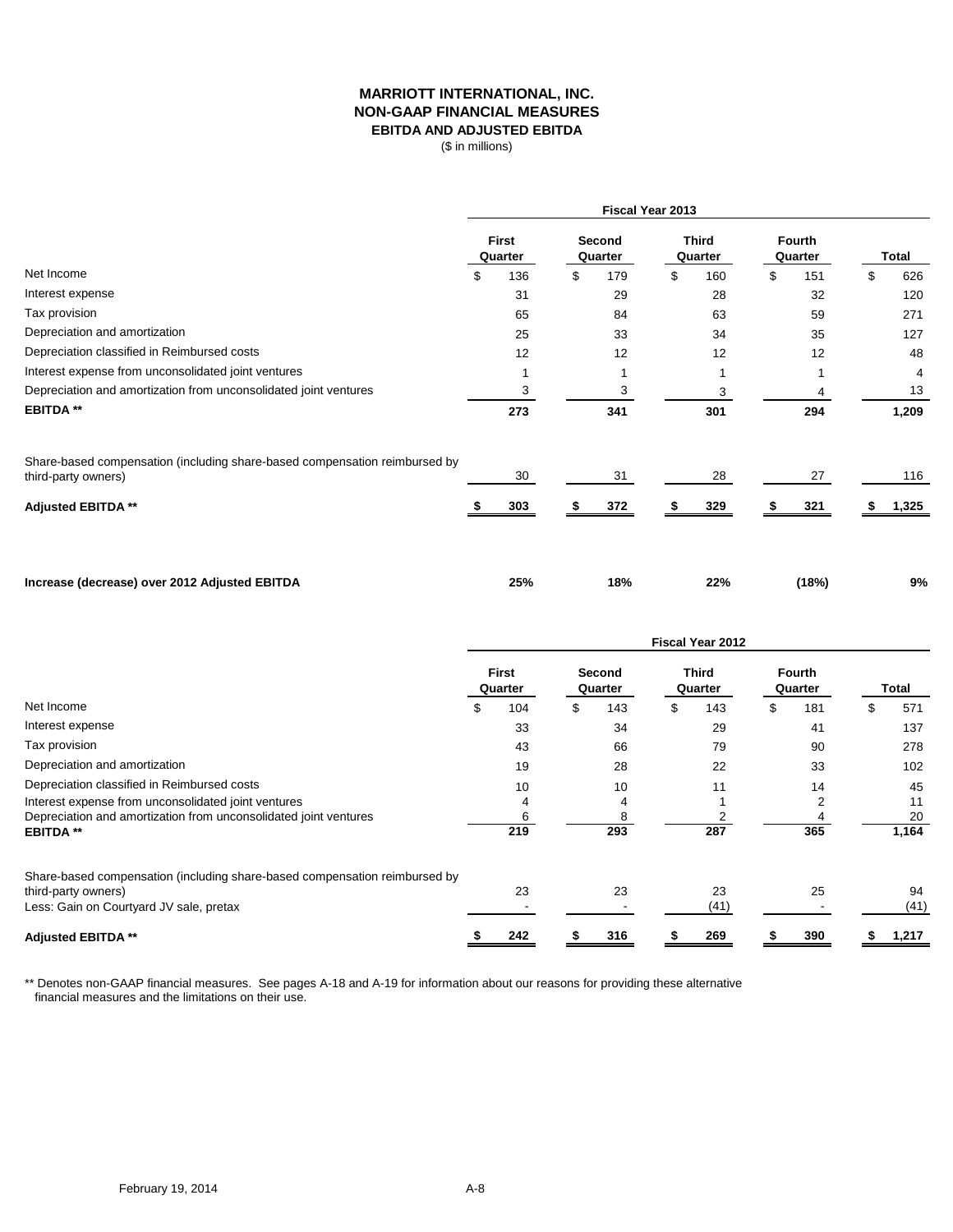# MARRIOTT INTERNATIONAL, INC.
## NON-GAAP FINANCIAL MEASURES
### EBITDA AND ADJUSTED EBITDA
($ in millions)

| | Fiscal Year 2013 | | | | |
|---|---|---|---|---|---|
| | First Quarter | Second Quarter | Third Quarter | Fourth Quarter | Total |
| Net Income | $ 136 | $ 179 | $ 160 | $ 151 | $ 626 |
| Interest expense | 31 | 29 | 28 | 32 | 120 |
| Tax provision | 65 | 84 | 63 | 59 | 271 |
| Depreciation and amortization | 25 | 33 | 34 | 35 | 127 |
| Depreciation classified in Reimbursed costs | 12 | 12 | 12 | 12 | 48 |
| Interest expense from unconsolidated joint ventures | 1 | 1 | 1 | 1 | 4 |
| Depreciation and amortization from unconsolidated joint ventures | 3 | 3 | 3 | 4 | 13 |
| **EBITDA \*\*** | **273** | **341** | **301** | **294** | **1,209** |
| Share-based compensation (including share-based compensation reimbursed by third-party owners) | 30 | 31 | 28 | 27 | 116 |
| **Adjusted EBITDA \*\*** | **$ 303** | **$ 372** | **$ 329** | **$ 321** | **$ 1,325** |
| **Increase (decrease) over 2012 Adjusted EBITDA** | **25%** | **18%** | **22%** | **(18%)** | **9%** |

| | Fiscal Year 2012 | | | | |
|---|---|---|---|---|---|
| | First Quarter | Second Quarter | Third Quarter | Fourth Quarter | Total |
| Net Income | $ 104 | $ 143 | $ 143 | $ 181 | $ 571 |
| Interest expense | 33 | 34 | 29 | 41 | 137 |
| Tax provision | 43 | 66 | 79 | 90 | 278 |
| Depreciation and amortization | 19 | 28 | 22 | 33 | 102 |
| Depreciation classified in Reimbursed costs | 10 | 10 | 11 | 14 | 45 |
| Interest expense from unconsolidated joint ventures | 4 | 4 | 1 | 2 | 11 |
| Depreciation and amortization from unconsolidated joint ventures | 6 | 8 | 2 | 4 | 20 |
| **EBITDA \*\*** | **219** | **293** | **287** | **365** | **1,164** |
| Share-based compensation (including share-based compensation reimbursed by third-party owners) | 23 | 23 | 23 | 25 | 94 |
| Less: Gain on Courtyard JV sale, pretax | - | - | (41) | - | (41) |
| **Adjusted EBITDA \*\*** | **$ 242** | **$ 316** | **$ 269** | **$ 390** | **$ 1,217** |

** Denotes non-GAAP financial measures. See pages A-18 and A-19 for information about our reasons for providing these alternative financial measures and the limitations on their use.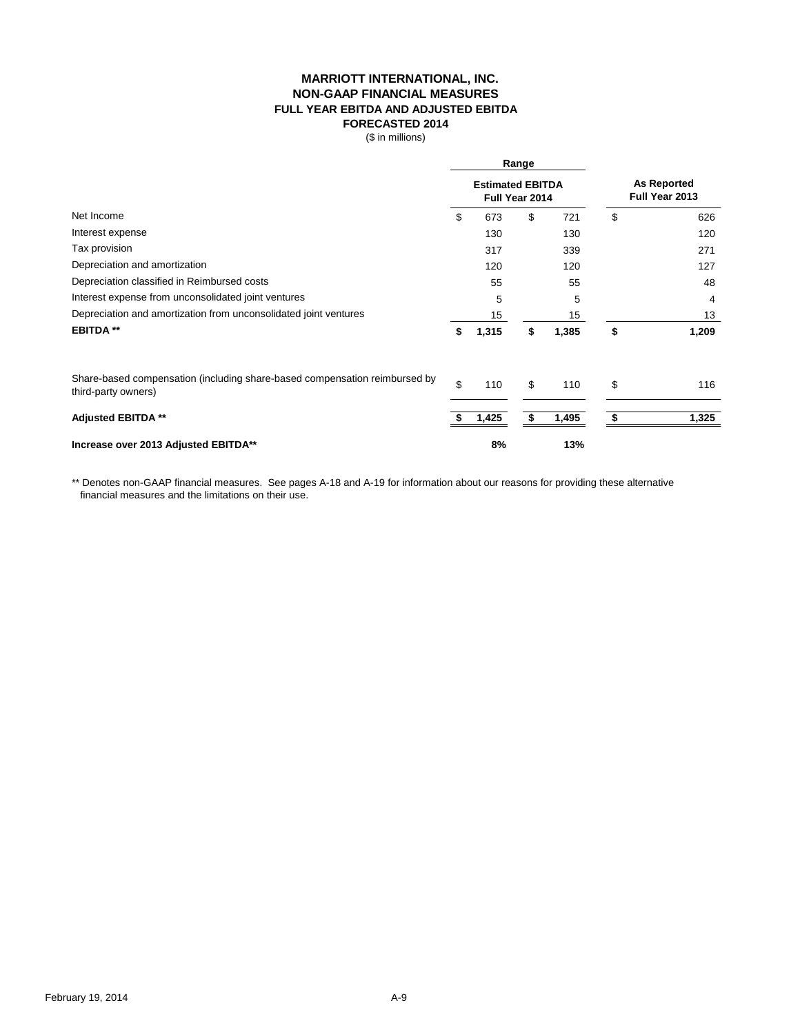# MARRIOTT INTERNATIONAL, INC.
## NON-GAAP FINANCIAL MEASURES
### FULL YEAR EBITDA AND ADJUSTED EBITDA
### FORECASTED 2014

($ in millions)

| | Range | | |
|---|---|---|---|
| | Estimated EBITDA Full Year 2014 | | As Reported Full Year 2013 |
| Net Income | $ 673 | $ 721 | $ 626 |
| Interest expense | 130 | 130 | 120 |
| Tax provision | 317 | 339 | 271 |
| Depreciation and amortization | 120 | 120 | 127 |
| Depreciation classified in Reimbursed costs | 55 | 55 | 48 |
| Interest expense from unconsolidated joint ventures | 5 | 5 | 4 |
| Depreciation and amortization from unconsolidated joint ventures | 15 | 15 | 13 |
| **EBITDA \*\*** | **$ 1,315** | **$ 1,385** | **$ 1,209** |
| Share-based compensation (including share-based compensation reimbursed by third-party owners) | $ 110 | $ 110 | $ 116 |
| **Adjusted EBITDA \*\*** | **$ 1,425** | **$ 1,495** | **$ 1,325** |
| **Increase over 2013 Adjusted EBITDA\*\*** | **8%** | **13%** | |

** Denotes non-GAAP financial measures. See pages A-18 and A-19 for information about our reasons for providing these alternative financial measures and the limitations on their use.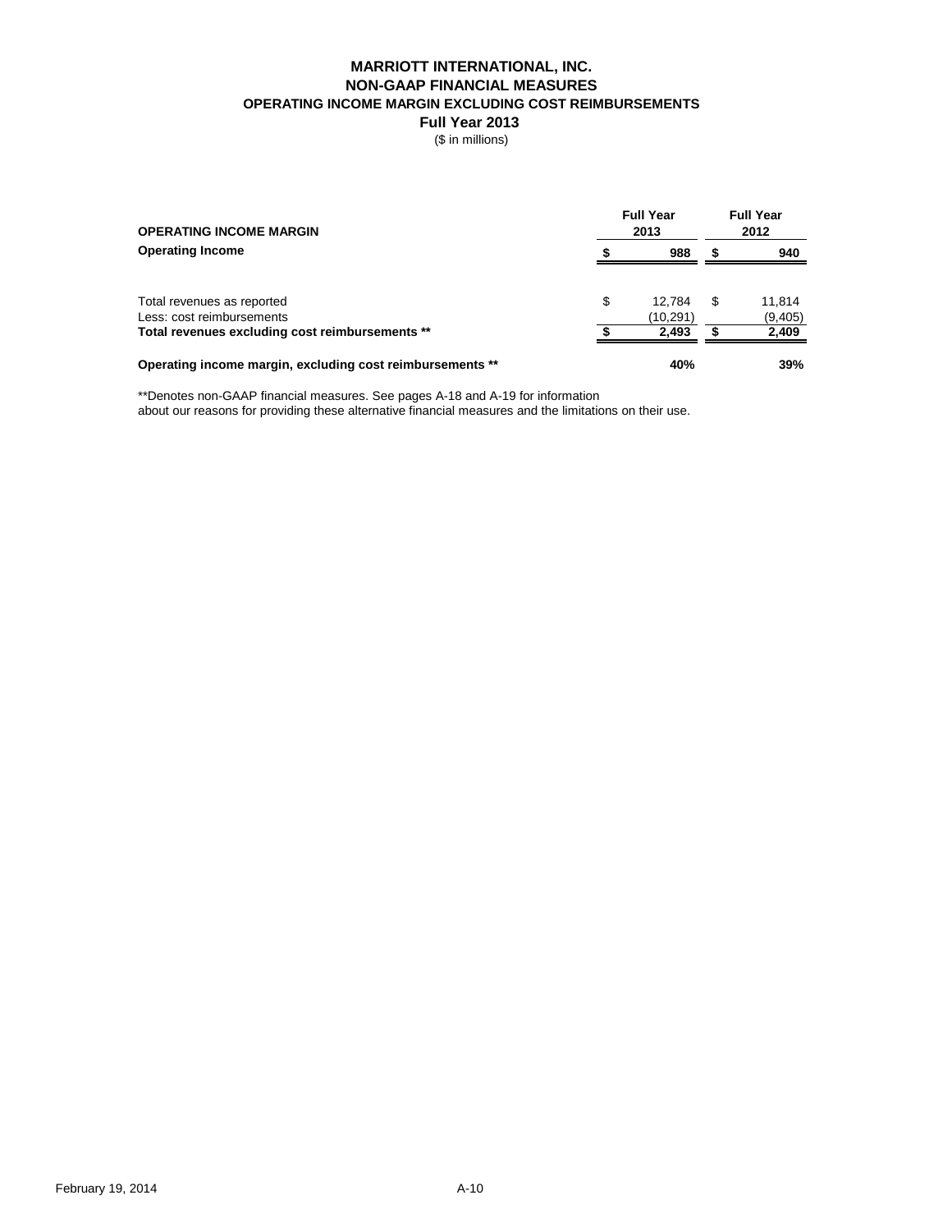# MARRIOTT INTERNATIONAL, INC.
## NON-GAAP FINANCIAL MEASURES
### OPERATING INCOME MARGIN EXCLUDING COST REIMBURSEMENTS
### Full Year 2013
($ in millions)

| OPERATING INCOME MARGIN | Full Year 2013 | Full Year 2012 |
|---|---|---|
| **Operating Income** | **$ 988** | **$ 940** |
| | | |
| Total revenues as reported | $ 12,784 | $ 11,814 |
| Less: cost reimbursements | (10,291) | (9,405) |
| **Total revenues excluding cost reimbursements \*\*** | **$ 2,493** | **$ 2,409** |
| | | |
| **Operating income margin, excluding cost reimbursements \*\*** | **40%** | **39%** |

**Denotes non-GAAP financial measures. See pages A-18 and A-19 for information about our reasons for providing these alternative financial measures and the limitations on their use.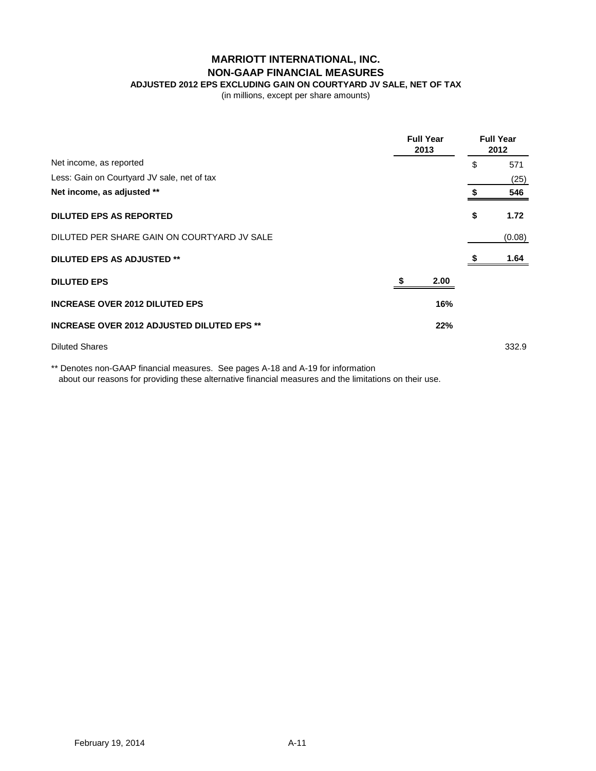# MARRIOTT INTERNATIONAL, INC.
## NON-GAAP FINANCIAL MEASURES
### ADJUSTED 2012 EPS EXCLUDING GAIN ON COURTYARD JV SALE, NET OF TAX

(in millions, except per share amounts)

| | Full Year 2013 | Full Year 2012 |
|---|---|---|
| Net income, as reported | | $ 571 |
| Less: Gain on Courtyard JV sale, net of tax | | (25) |
| **Net income, as adjusted \*\*** | | **$ 546** |
| **DILUTED EPS AS REPORTED** | | **$ 1.72** |
| DILUTED PER SHARE GAIN ON COURTYARD JV SALE | | (0.08) |
| **DILUTED EPS AS ADJUSTED \*\*** | | **$ 1.64** |
| **DILUTED EPS** | **$ 2.00** | |
| **INCREASE OVER 2012 DILUTED EPS** | **16%** | |
| **INCREASE OVER 2012 ADJUSTED DILUTED EPS \*\*** | **22%** | |
| Diluted Shares | | 332.9 |

** Denotes non-GAAP financial measures. See pages A-18 and A-19 for information about our reasons for providing these alternative financial measures and the limitations on their use.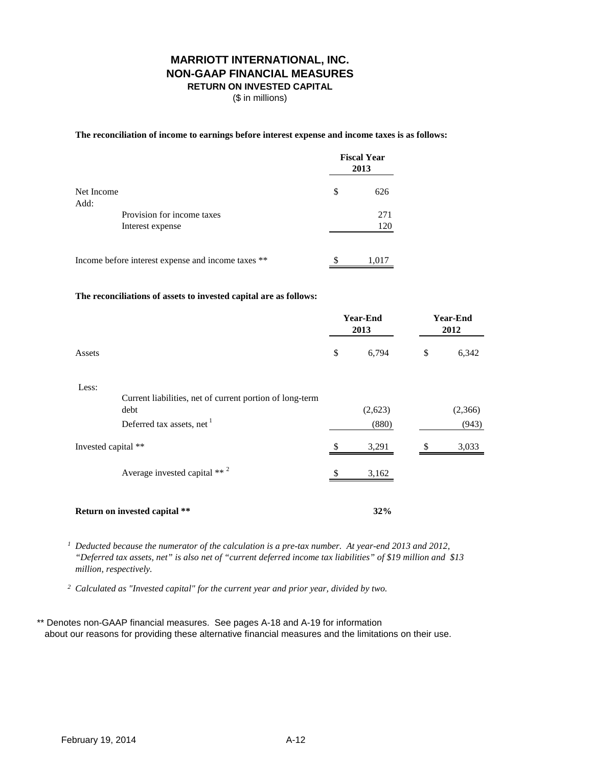# MARRIOTT INTERNATIONAL, INC.
## NON-GAAP FINANCIAL MEASURES
### RETURN ON INVESTED CAPITAL

($ in millions)

**The reconciliation of income to earnings before interest expense and income taxes is as follows:**

| | Fiscal Year 2013 |
|---|---|
| Net Income | $ 626 |
| Add: | |
| Provision for income taxes | 271 |
| Interest expense | 120 |
| Income before interest expense and income taxes ** | $ 1,017 |

**The reconciliations of assets to invested capital are as follows:**

| | Year-End 2013 | Year-End 2012 |
|---|---|---|
| Assets | $ 6,794 | $ 6,342 |
| Less: | | |
| Current liabilities, net of current portion of long-term debt | (2,623) | (2,366) |
| Deferred tax assets, net [1] | (880) | (943) |
| Invested capital ** | $ 3,291 | $ 3,033 |
| Average invested capital ** [2] | $ 3,162 | |
| **Return on invested capital ** ** | **32%** | |

[1] *Deducted because the numerator of the calculation is a pre-tax number. At year-end 2013 and 2012, "Deferred tax assets, net" is also net of "current deferred income tax liabilities" of $19 million and $13 million, respectively.*

[2] *Calculated as "Invested capital" for the current year and prior year, divided by two.*

** Denotes non-GAAP financial measures. See pages A-18 and A-19 for information about our reasons for providing these alternative financial measures and the limitations on their use.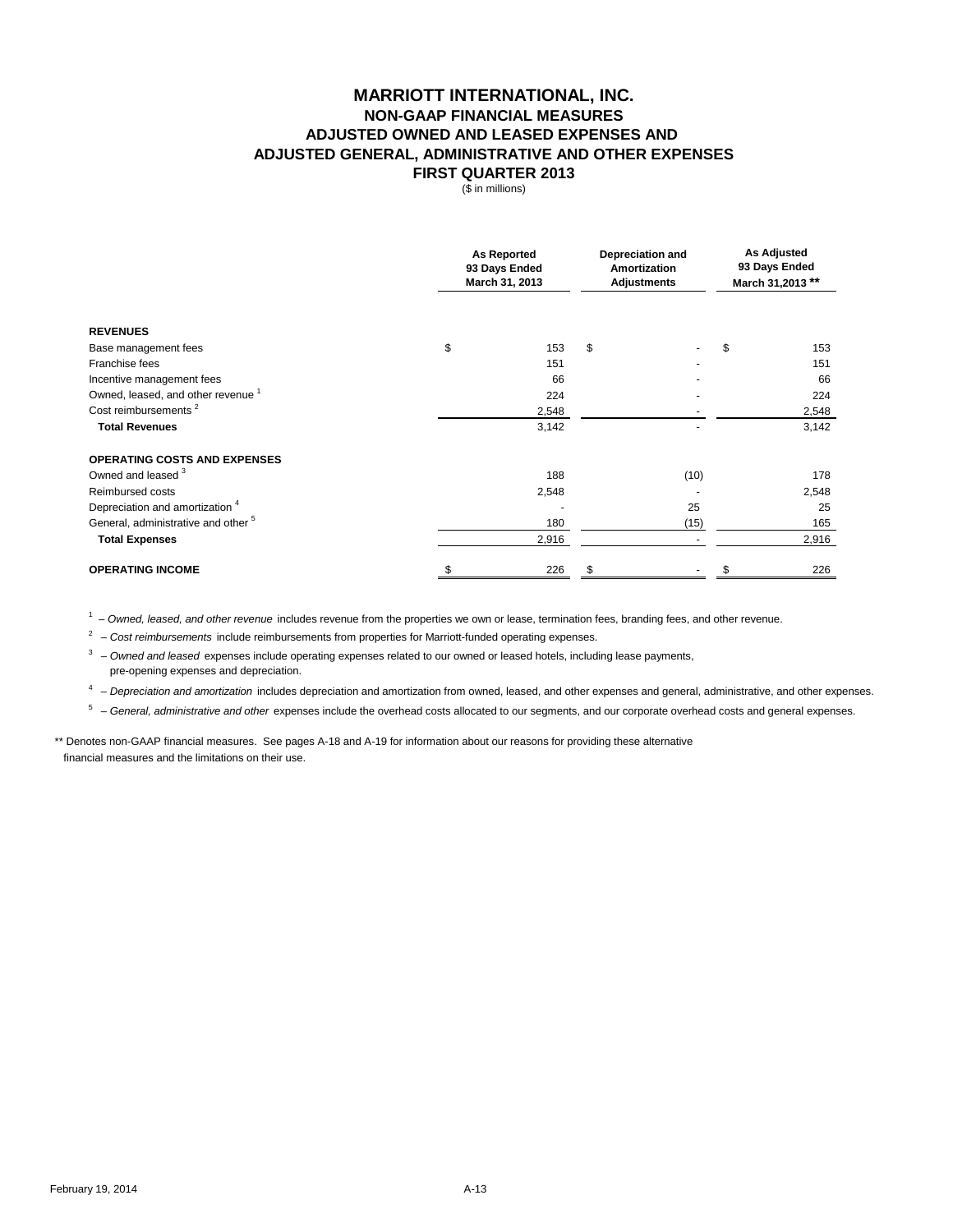# MARRIOTT INTERNATIONAL, INC.

## NON-GAAP FINANCIAL MEASURES

## ADJUSTED OWNED AND LEASED EXPENSES AND ADJUSTED GENERAL, ADMINISTRATIVE AND OTHER EXPENSES

## FIRST QUARTER 2013

($ in millions)

| | As Reported 93 Days Ended March 31, 2013 | Depreciation and Amortization Adjustments | As Adjusted 93 Days Ended March 31,2013 ** |
|---|---|---|---|
| **REVENUES** | | | |
| Base management fees | $ 153 | $ - | $ 153 |
| Franchise fees | 151 | - | 151 |
| Incentive management fees | 66 | - | 66 |
| Owned, leased, and other revenue [1] | 224 | - | 224 |
| Cost reimbursements [2] | 2,548 | - | 2,548 |
| **Total Revenues** | 3,142 | - | 3,142 |
| **OPERATING COSTS AND EXPENSES** | | | |
| Owned and leased [3] | 188 | (10) | 178 |
| Reimbursed costs | 2,548 | - | 2,548 |
| Depreciation and amortization [4] | - | 25 | 25 |
| General, administrative and other [5] | 180 | (15) | 165 |
| **Total Expenses** | 2,916 | - | 2,916 |
| **OPERATING INCOME** | $ 226 | $ - | $ 226 |

[1] – *Owned, leased, and other revenue* includes revenue from the properties we own or lease, termination fees, branding fees, and other revenue.

[2] – *Cost reimbursements* include reimbursements from properties for Marriott-funded operating expenses.

[3] – *Owned and leased* expenses include operating expenses related to our owned or leased hotels, including lease payments, pre-opening expenses and depreciation.

[4] – *Depreciation and amortization* includes depreciation and amortization from owned, leased, and other expenses and general, administrative, and other expenses.

[5] – *General, administrative and other* expenses include the overhead costs allocated to our segments, and our corporate overhead costs and general expenses.

** Denotes non-GAAP financial measures. See pages A-18 and A-19 for information about our reasons for providing these alternative financial measures and the limitations on their use.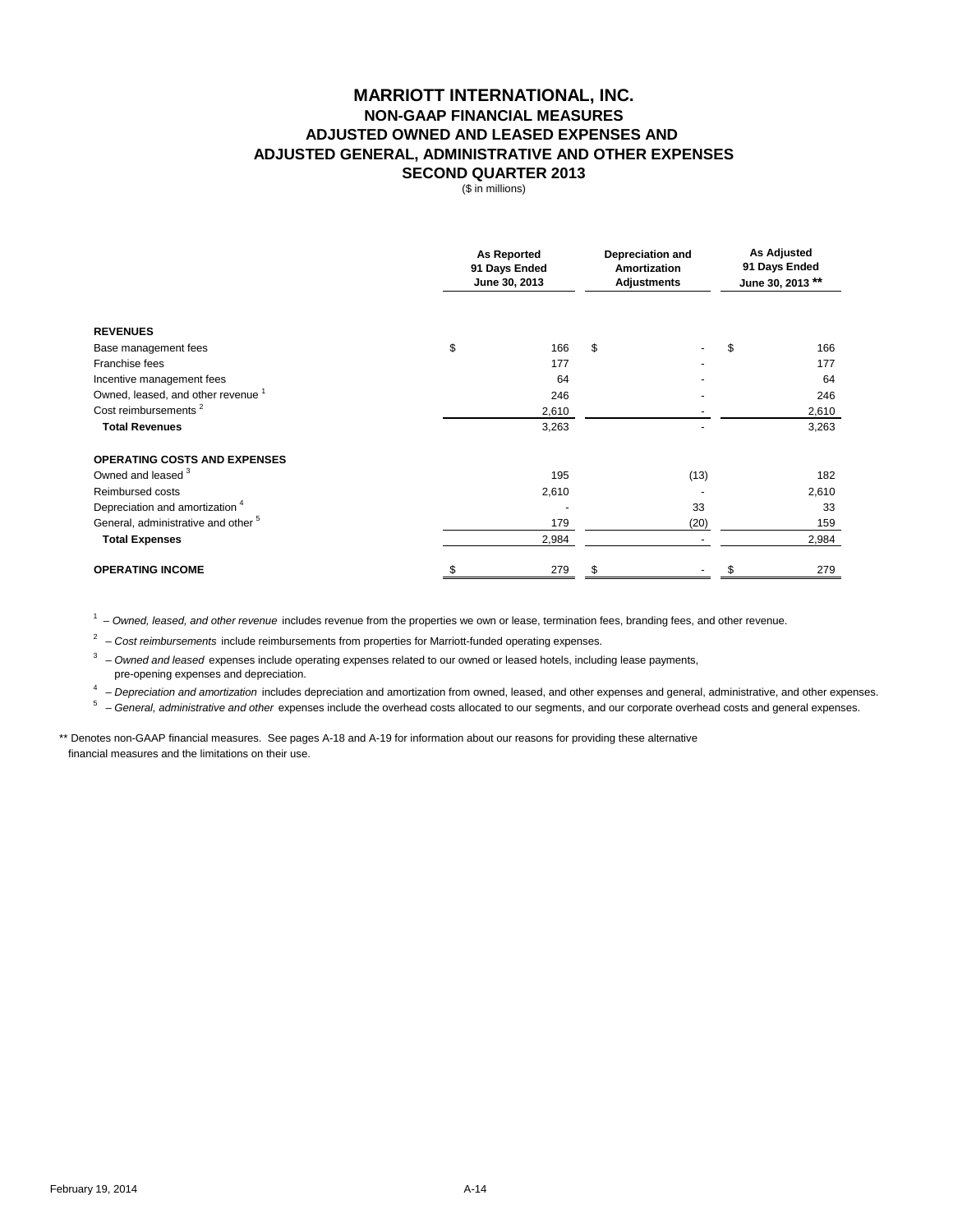# MARRIOTT INTERNATIONAL, INC.
## NON-GAAP FINANCIAL MEASURES
## ADJUSTED OWNED AND LEASED EXPENSES AND
## ADJUSTED GENERAL, ADMINISTRATIVE AND OTHER EXPENSES
## SECOND QUARTER 2013

($ in millions)

| | As Reported 91 Days Ended June 30, 2013 | Depreciation and Amortization Adjustments | As Adjusted 91 Days Ended June 30, 2013 ** |
|---|---|---|---|
| **REVENUES** | | | |
| Base management fees | $ 166 | $ - | $ 166 |
| Franchise fees | 177 | - | 177 |
| Incentive management fees | 64 | - | 64 |
| Owned, leased, and other revenue [1] | 246 | - | 246 |
| Cost reimbursements [2] | 2,610 | - | 2,610 |
| **Total Revenues** | 3,263 | - | 3,263 |
| **OPERATING COSTS AND EXPENSES** | | | |
| Owned and leased [3] | 195 | (13) | 182 |
| Reimbursed costs | 2,610 | - | 2,610 |
| Depreciation and amortization [4] | - | 33 | 33 |
| General, administrative and other [5] | 179 | (20) | 159 |
| **Total Expenses** | 2,984 | - | 2,984 |
| **OPERATING INCOME** | $ 279 | $ - | $ 279 |

[1] – *Owned, leased, and other revenue* includes revenue from the properties we own or lease, termination fees, branding fees, and other revenue.

[2] – *Cost reimbursements* include reimbursements from properties for Marriott-funded operating expenses.

[3] – *Owned and leased* expenses include operating expenses related to our owned or leased hotels, including lease payments, pre-opening expenses and depreciation.

[4] – *Depreciation and amortization* includes depreciation and amortization from owned, leased, and other expenses and general, administrative, and other expenses.

[5] – *General, administrative and other* expenses include the overhead costs allocated to our segments, and our corporate overhead costs and general expenses.

** Denotes non-GAAP financial measures. See pages A-18 and A-19 for information about our reasons for providing these alternative financial measures and the limitations on their use.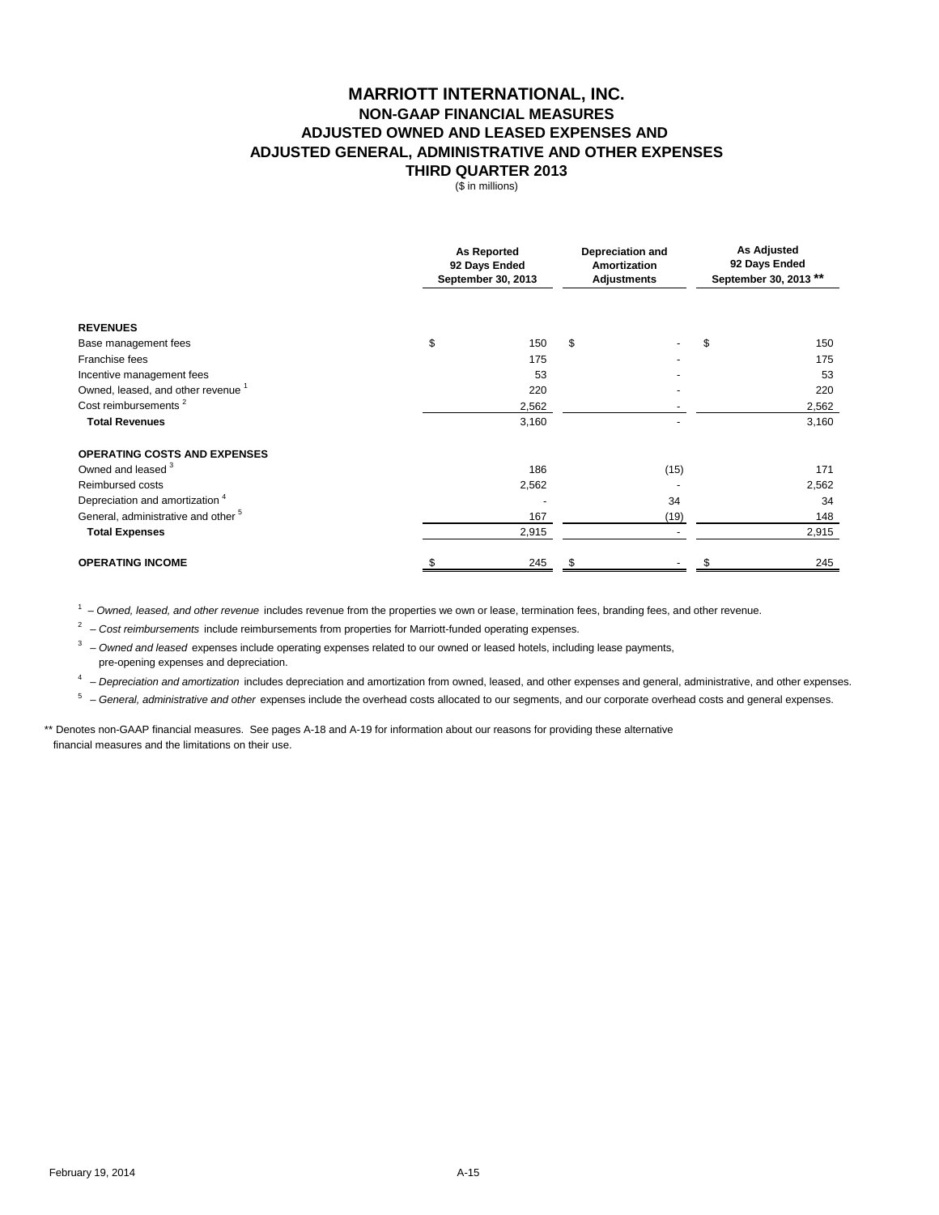# MARRIOTT INTERNATIONAL, INC.
## NON-GAAP FINANCIAL MEASURES
## ADJUSTED OWNED AND LEASED EXPENSES AND ADJUSTED GENERAL, ADMINISTRATIVE AND OTHER EXPENSES
## THIRD QUARTER 2013

($ in millions)

| | As Reported 92 Days Ended September 30, 2013 | Depreciation and Amortization Adjustments | As Adjusted 92 Days Ended September 30, 2013 ** |
|---|---|---|---|
| **REVENUES** | | | |
| Base management fees | $ 150 | $ - | $ 150 |
| Franchise fees | 175 | - | 175 |
| Incentive management fees | 53 | - | 53 |
| Owned, leased, and other revenue [1] | 220 | - | 220 |
| Cost reimbursements [2] | 2,562 | - | 2,562 |
| **Total Revenues** | 3,160 | - | 3,160 |
| **OPERATING COSTS AND EXPENSES** | | | |
| Owned and leased [3] | 186 | (15) | 171 |
| Reimbursed costs | 2,562 | - | 2,562 |
| Depreciation and amortization [4] | - | 34 | 34 |
| General, administrative and other [5] | 167 | (19) | 148 |
| **Total Expenses** | 2,915 | - | 2,915 |
| **OPERATING INCOME** | $ 245 | $ - | $ 245 |

[1] – *Owned, leased, and other revenue* includes revenue from the properties we own or lease, termination fees, branding fees, and other revenue.

[2] – *Cost reimbursements* include reimbursements from properties for Marriott-funded operating expenses.

[3] – *Owned and leased* expenses include operating expenses related to our owned or leased hotels, including lease payments, pre-opening expenses and depreciation.

[4] – *Depreciation and amortization* includes depreciation and amortization from owned, leased, and other expenses and general, administrative, and other expenses.

[5] – *General, administrative and other* expenses include the overhead costs allocated to our segments, and our corporate overhead costs and general expenses.

** Denotes non-GAAP financial measures. See pages A-18 and A-19 for information about our reasons for providing these alternative financial measures and the limitations on their use.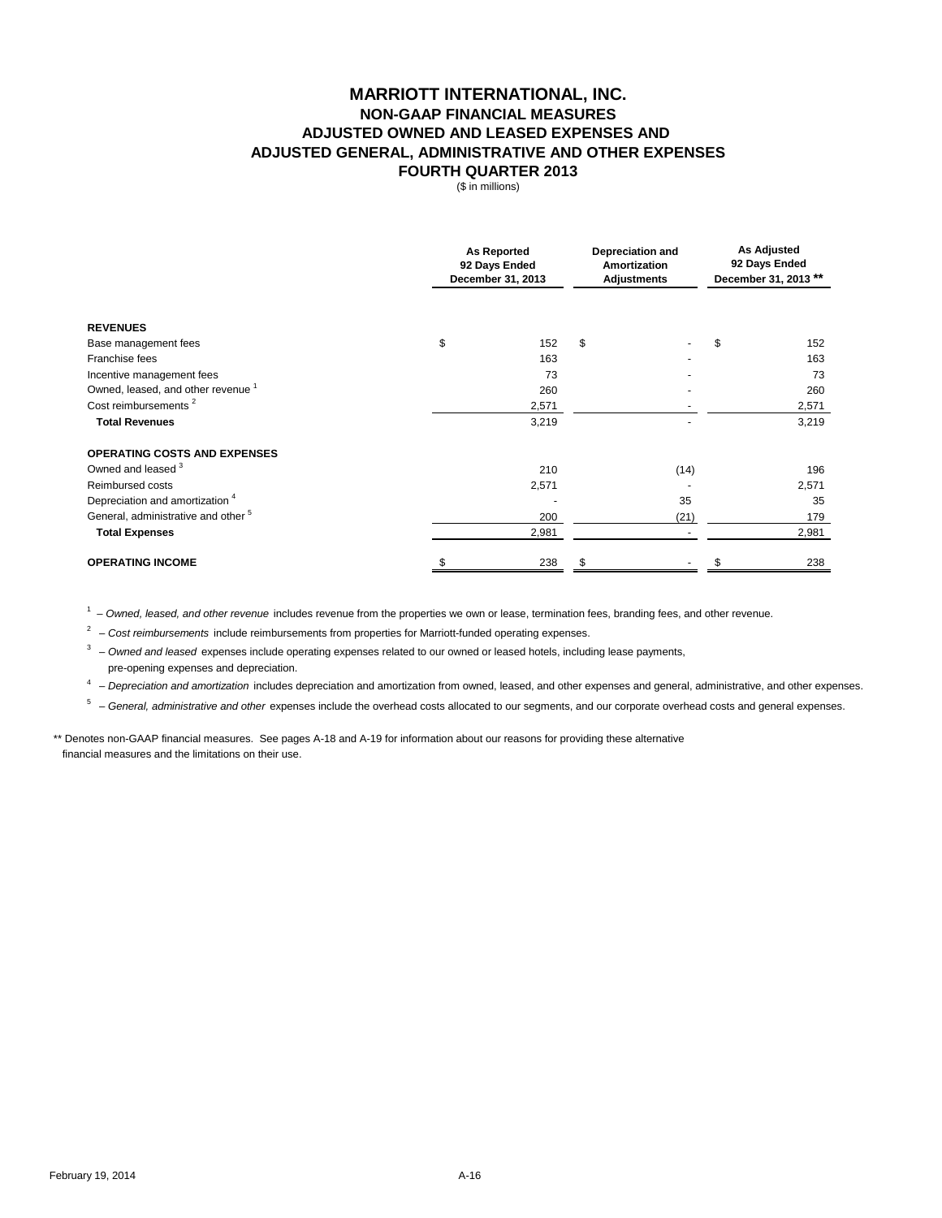# MARRIOTT INTERNATIONAL, INC.
## NON-GAAP FINANCIAL MEASURES
## ADJUSTED OWNED AND LEASED EXPENSES AND
## ADJUSTED GENERAL, ADMINISTRATIVE AND OTHER EXPENSES
## FOURTH QUARTER 2013

($ in millions)

| | As Reported 92 Days Ended December 31, 2013 | Depreciation and Amortization Adjustments | As Adjusted 92 Days Ended December 31, 2013 ** |
|---|---|---|---|
| **REVENUES** | | | |
| Base management fees | $ 152 | $ - | $ 152 |
| Franchise fees | 163 | - | 163 |
| Incentive management fees | 73 | - | 73 |
| Owned, leased, and other revenue [1] | 260 | - | 260 |
| Cost reimbursements [2] | 2,571 | - | 2,571 |
| **Total Revenues** | 3,219 | - | 3,219 |
| **OPERATING COSTS AND EXPENSES** | | | |
| Owned and leased [3] | 210 | (14) | 196 |
| Reimbursed costs | 2,571 | - | 2,571 |
| Depreciation and amortization [4] | - | 35 | 35 |
| General, administrative and other [5] | 200 | (21) | 179 |
| **Total Expenses** | 2,981 | - | 2,981 |
| **OPERATING INCOME** | $ 238 | $ - | $ 238 |

[1] – *Owned, leased, and other revenue* includes revenue from the properties we own or lease, termination fees, branding fees, and other revenue.

[2] – *Cost reimbursements* include reimbursements from properties for Marriott-funded operating expenses.

[3] – *Owned and leased* expenses include operating expenses related to our owned or leased hotels, including lease payments, pre-opening expenses and depreciation.

[4] – *Depreciation and amortization* includes depreciation and amortization from owned, leased, and other expenses and general, administrative, and other expenses.

[5] – *General, administrative and other* expenses include the overhead costs allocated to our segments, and our corporate overhead costs and general expenses.

** Denotes non-GAAP financial measures. See pages A-18 and A-19 for information about our reasons for providing these alternative financial measures and the limitations on their use.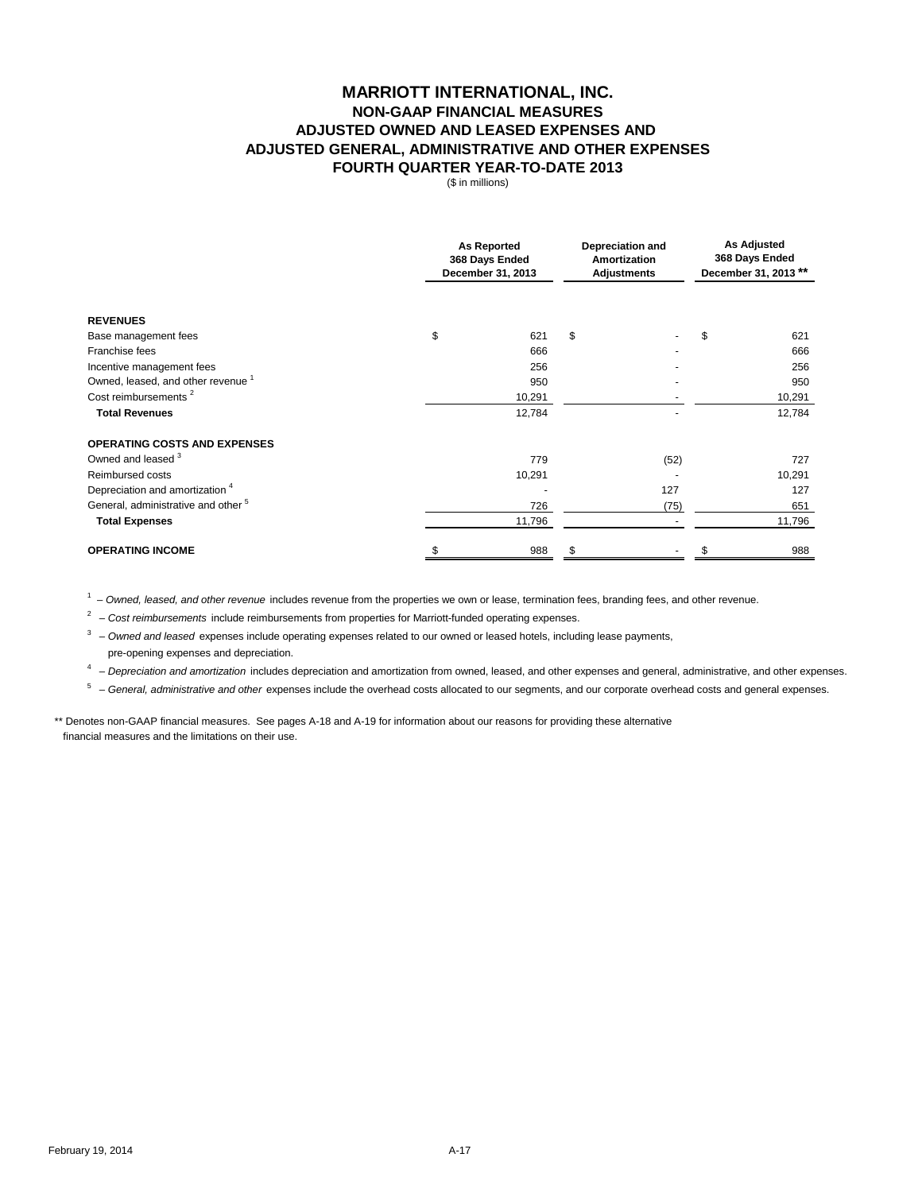# MARRIOTT INTERNATIONAL, INC.
## NON-GAAP FINANCIAL MEASURES
## ADJUSTED OWNED AND LEASED EXPENSES AND
## ADJUSTED GENERAL, ADMINISTRATIVE AND OTHER EXPENSES
## FOURTH QUARTER YEAR-TO-DATE 2013

($ in millions)

| | As Reported 368 Days Ended December 31, 2013 | Depreciation and Amortization Adjustments | As Adjusted 368 Days Ended December 31, 2013 ** |
|---|---|---|---|
| **REVENUES** | | | |
| Base management fees | $ 621 | $ - | $ 621 |
| Franchise fees | 666 | - | 666 |
| Incentive management fees | 256 | - | 256 |
| Owned, leased, and other revenue [1] | 950 | - | 950 |
| Cost reimbursements [2] | 10,291 | - | 10,291 |
| **Total Revenues** | 12,784 | - | 12,784 |
| **OPERATING COSTS AND EXPENSES** | | | |
| Owned and leased [3] | 779 | (52) | 727 |
| Reimbursed costs | 10,291 | - | 10,291 |
| Depreciation and amortization [4] | - | 127 | 127 |
| General, administrative and other [5] | 726 | (75) | 651 |
| **Total Expenses** | 11,796 | - | 11,796 |
| **OPERATING INCOME** | $ 988 | $ - | $ 988 |

[1] – *Owned, leased, and other revenue* includes revenue from the properties we own or lease, termination fees, branding fees, and other revenue.

[2] – *Cost reimbursements* include reimbursements from properties for Marriott-funded operating expenses.

[3] – *Owned and leased* expenses include operating expenses related to our owned or leased hotels, including lease payments, pre-opening expenses and depreciation.

[4] – *Depreciation and amortization* includes depreciation and amortization from owned, leased, and other expenses and general, administrative, and other expenses.

[5] – *General, administrative and other* expenses include the overhead costs allocated to our segments, and our corporate overhead costs and general expenses.

** Denotes non-GAAP financial measures. See pages A-18 and A-19 for information about our reasons for providing these alternative financial measures and the limitations on their use.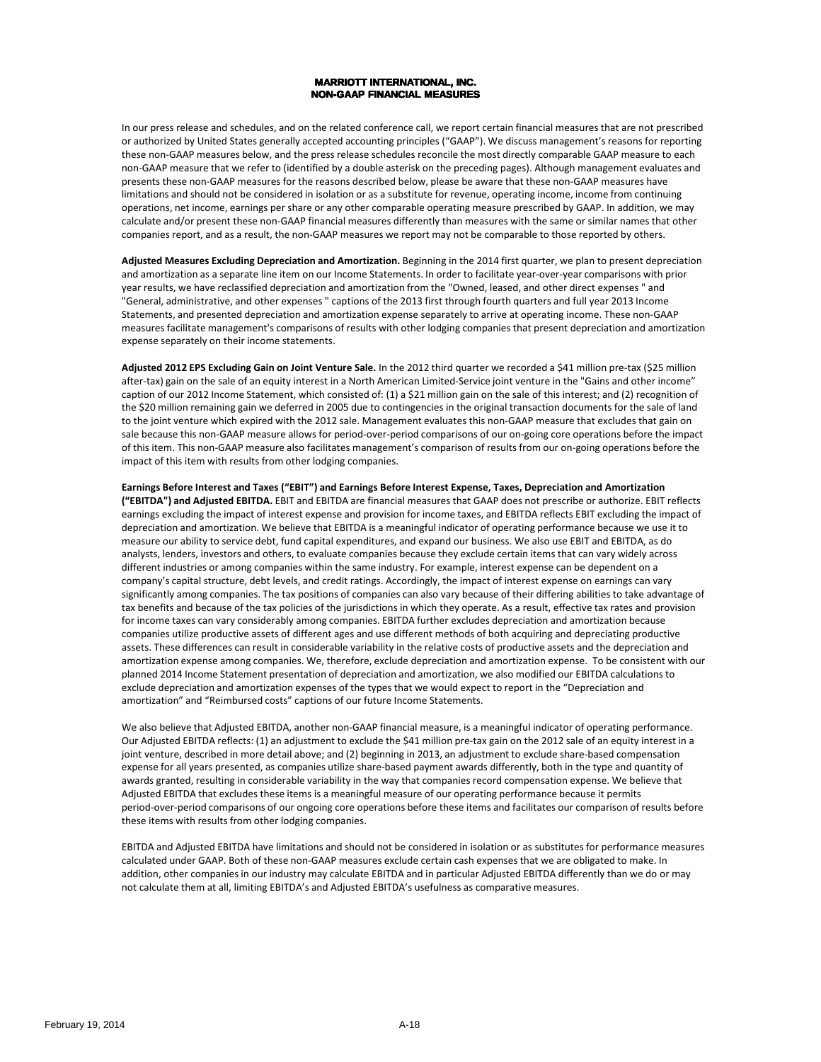# MARRIOTT INTERNATIONAL, INC.
## NON-GAAP FINANCIAL MEASURES

In our press release and schedules, and on the related conference call, we report certain financial measures that are not prescribed or authorized by United States generally accepted accounting principles ("GAAP"). We discuss management's reasons for reporting these non-GAAP measures below, and the press release schedules reconcile the most directly comparable GAAP measure to each non-GAAP measure that we refer to (identified by a double asterisk on the preceding pages). Although management evaluates and presents these non-GAAP measures for the reasons described below, please be aware that these non-GAAP measures have limitations and should not be considered in isolation or as a substitute for revenue, operating income, income from continuing operations, net income, earnings per share or any other comparable operating measure prescribed by GAAP. In addition, we may calculate and/or present these non-GAAP financial measures differently than measures with the same or similar names that other companies report, and as a result, the non-GAAP measures we report may not be comparable to those reported by others.

**Adjusted Measures Excluding Depreciation and Amortization.** Beginning in the 2014 first quarter, we plan to present depreciation and amortization as a separate line item on our Income Statements. In order to facilitate year-over-year comparisons with prior year results, we have reclassified depreciation and amortization from the "Owned, leased, and other direct expenses " and "General, administrative, and other expenses " captions of the 2013 first through fourth quarters and full year 2013 Income Statements, and presented depreciation and amortization expense separately to arrive at operating income. These non-GAAP measures facilitate management's comparisons of results with other lodging companies that present depreciation and amortization expense separately on their income statements.

**Adjusted 2012 EPS Excluding Gain on Joint Venture Sale.** In the 2012 third quarter we recorded a $41 million pre-tax ($25 million after-tax) gain on the sale of an equity interest in a North American Limited-Service joint venture in the "Gains and other income" caption of our 2012 Income Statement, which consisted of: (1) a $21 million gain on the sale of this interest; and (2) recognition of the $20 million remaining gain we deferred in 2005 due to contingencies in the original transaction documents for the sale of land to the joint venture which expired with the 2012 sale. Management evaluates this non-GAAP measure that excludes that gain on sale because this non-GAAP measure allows for period-over-period comparisons of our on-going core operations before the impact of this item. This non-GAAP measure also facilitates management's comparison of results from our on-going operations before the impact of this item with results from other lodging companies.

**Earnings Before Interest and Taxes ("EBIT") and Earnings Before Interest Expense, Taxes, Depreciation and Amortization ("EBITDA") and Adjusted EBITDA.** EBIT and EBITDA are financial measures that GAAP does not prescribe or authorize. EBIT reflects earnings excluding the impact of interest expense and provision for income taxes, and EBITDA reflects EBIT excluding the impact of depreciation and amortization. We believe that EBITDA is a meaningful indicator of operating performance because we use it to measure our ability to service debt, fund capital expenditures, and expand our business. We also use EBIT and EBITDA, as do analysts, lenders, investors and others, to evaluate companies because they exclude certain items that can vary widely across different industries or among companies within the same industry. For example, interest expense can be dependent on a company's capital structure, debt levels, and credit ratings. Accordingly, the impact of interest expense on earnings can vary significantly among companies. The tax positions of companies can also vary because of their differing abilities to take advantage of tax benefits and because of the tax policies of the jurisdictions in which they operate. As a result, effective tax rates and provision for income taxes can vary considerably among companies. EBITDA further excludes depreciation and amortization because companies utilize productive assets of different ages and use different methods of both acquiring and depreciating productive assets. These differences can result in considerable variability in the relative costs of productive assets and the depreciation and amortization expense among companies. We, therefore, exclude depreciation and amortization expense. To be consistent with our planned 2014 Income Statement presentation of depreciation and amortization, we also modified our EBITDA calculations to exclude depreciation and amortization expenses of the types that we would expect to report in the "Depreciation and amortization" and "Reimbursed costs" captions of our future Income Statements.

We also believe that Adjusted EBITDA, another non-GAAP financial measure, is a meaningful indicator of operating performance. Our Adjusted EBITDA reflects: (1) an adjustment to exclude the $41 million pre-tax gain on the 2012 sale of an equity interest in a joint venture, described in more detail above; and (2) beginning in 2013, an adjustment to exclude share-based compensation expense for all years presented, as companies utilize share-based payment awards differently, both in the type and quantity of awards granted, resulting in considerable variability in the way that companies record compensation expense. We believe that Adjusted EBITDA that excludes these items is a meaningful measure of our operating performance because it permits period-over-period comparisons of our ongoing core operations before these items and facilitates our comparison of results before these items with results from other lodging companies.

EBITDA and Adjusted EBITDA have limitations and should not be considered in isolation or as substitutes for performance measures calculated under GAAP. Both of these non-GAAP measures exclude certain cash expenses that we are obligated to make. In addition, other companies in our industry may calculate EBITDA and in particular Adjusted EBITDA differently than we do or may not calculate them at all, limiting EBITDA's and Adjusted EBITDA's usefulness as comparative measures.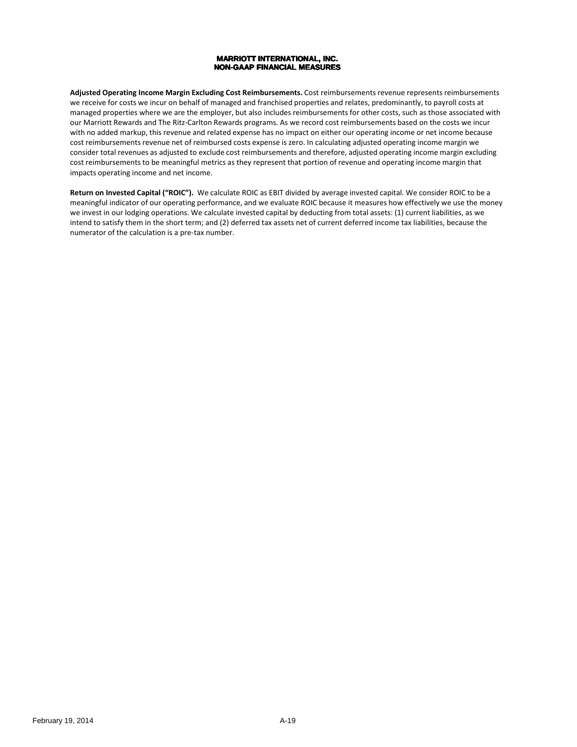**MARRIOTT INTERNATIONAL, INC.**
**NON-GAAP FINANCIAL MEASURES**

**Adjusted Operating Income Margin Excluding Cost Reimbursements.** Cost reimbursements revenue represents reimbursements we receive for costs we incur on behalf of managed and franchised properties and relates, predominantly, to payroll costs at managed properties where we are the employer, but also includes reimbursements for other costs, such as those associated with our Marriott Rewards and The Ritz-Carlton Rewards programs. As we record cost reimbursements based on the costs we incur with no added markup, this revenue and related expense has no impact on either our operating income or net income because cost reimbursements revenue net of reimbursed costs expense is zero. In calculating adjusted operating income margin we consider total revenues as adjusted to exclude cost reimbursements and therefore, adjusted operating income margin excluding cost reimbursements to be meaningful metrics as they represent that portion of revenue and operating income margin that impacts operating income and net income.

**Return on Invested Capital ("ROIC").** We calculate ROIC as EBIT divided by average invested capital. We consider ROIC to be a meaningful indicator of our operating performance, and we evaluate ROIC because it measures how effectively we use the money we invest in our lodging operations. We calculate invested capital by deducting from total assets: (1) current liabilities, as we intend to satisfy them in the short term; and (2) deferred tax assets net of current deferred income tax liabilities, because the numerator of the calculation is a pre-tax number.